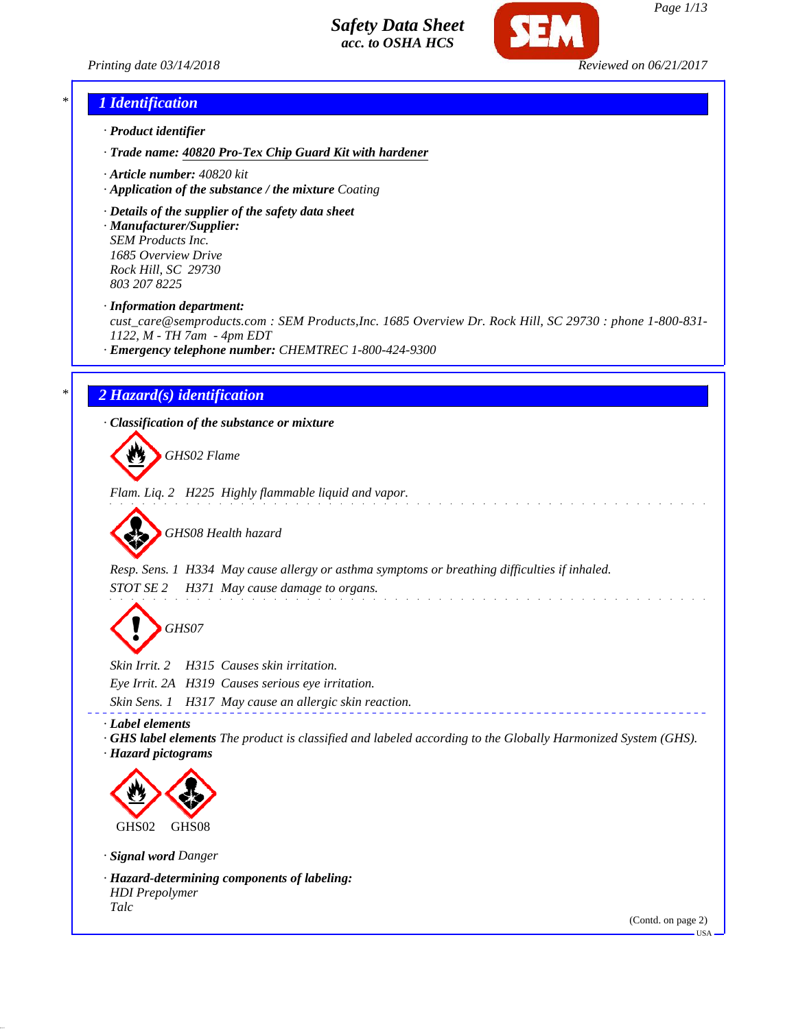# Safety Data Sheet
acc. to OSHA HCS

Printing date 03/14/2018 Reviewed on 06/21/2017

## 1 Identification

· **Product identifier**

· **Trade name: 40820 Pro-Tex Chip Guard Kit with hardener**

· **Article number:** 40820 kit

· **Application of the substance / the mixture** Coating

· **Details of the supplier of the safety data sheet**

· **Manufacturer/Supplier:**
SEM Products Inc.
1685 Overview Drive
Rock Hill, SC 29730
803 207 8225

· **Information department:**
cust_care@semproducts.com : SEM Products,Inc. 1685 Overview Dr. Rock Hill, SC 29730 : phone 1-800-831-1122, M - TH 7am - 4pm EDT

· **Emergency telephone number:** CHEMTREC 1-800-424-9300

## 2 Hazard(s) identification

· **Classification of the substance or mixture**

GHS02 Flame

Flam. Liq. 2 H225 Highly flammable liquid and vapor.

GHS08 Health hazard

Resp. Sens. 1 H334 May cause allergy or asthma symptoms or breathing difficulties if inhaled.
STOT SE 2 H371 May cause damage to organs.

GHS07

Skin Irrit. 2 H315 Causes skin irritation.
Eye Irrit. 2A H319 Causes serious eye irritation.
Skin Sens. 1 H317 May cause an allergic skin reaction.

· **Label elements**

· **GHS label elements** The product is classified and labeled according to the Globally Harmonized System (GHS).

· **Hazard pictograms**

GHS02 GHS08

· **Signal word** Danger

· **Hazard-determining components of labeling:**
HDI Prepolymer
Talc

(Contd. on page 2)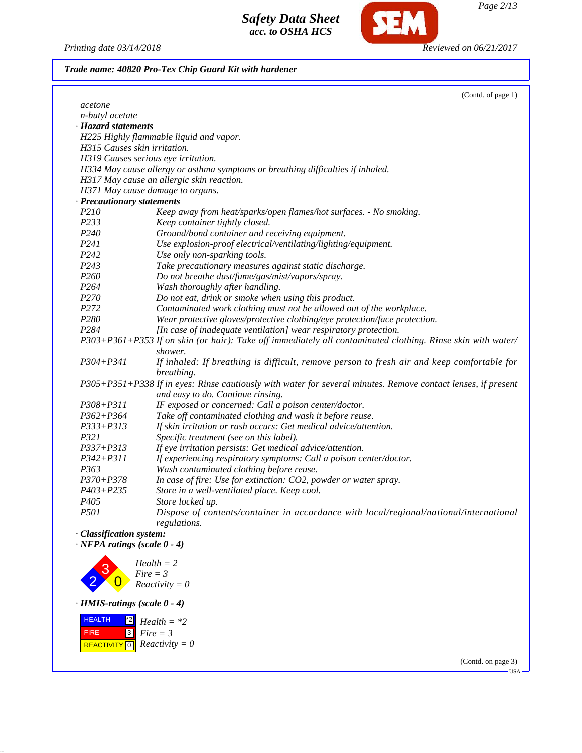Trade name: 40820 Pro-Tex Chip Guard Kit with hardener

(Contd. of page 1)

acetone
n-butyl acetate

· **Hazard statements**

H225 Highly flammable liquid and vapor.
H315 Causes skin irritation.
H319 Causes serious eye irritation.
H334 May cause allergy or asthma symptoms or breathing difficulties if inhaled.
H317 May cause an allergic skin reaction.
H371 May cause damage to organs.

· **Precautionary statements**

| | |
|---|---|
| P210 | Keep away from heat/sparks/open flames/hot surfaces. - No smoking. |
| P233 | Keep container tightly closed. |
| P240 | Ground/bond container and receiving equipment. |
| P241 | Use explosion-proof electrical/ventilating/lighting/equipment. |
| P242 | Use only non-sparking tools. |
| P243 | Take precautionary measures against static discharge. |
| P260 | Do not breathe dust/fume/gas/mist/vapors/spray. |
| P264 | Wash thoroughly after handling. |
| P270 | Do not eat, drink or smoke when using this product. |
| P272 | Contaminated work clothing must not be allowed out of the workplace. |
| P280 | Wear protective gloves/protective clothing/eye protection/face protection. |
| P284 | [In case of inadequate ventilation] wear respiratory protection. |
| P303+P361+P353 | If on skin (or hair): Take off immediately all contaminated clothing. Rinse skin with water/shower. |
| P304+P341 | If inhaled: If breathing is difficult, remove person to fresh air and keep comfortable for breathing. |
| P305+P351+P338 | If in eyes: Rinse cautiously with water for several minutes. Remove contact lenses, if present and easy to do. Continue rinsing. |
| P308+P311 | IF exposed or concerned: Call a poison center/doctor. |
| P362+P364 | Take off contaminated clothing and wash it before reuse. |
| P333+P313 | If skin irritation or rash occurs: Get medical advice/attention. |
| P321 | Specific treatment (see on this label). |
| P337+P313 | If eye irritation persists: Get medical advice/attention. |
| P342+P311 | If experiencing respiratory symptoms: Call a poison center/doctor. |
| P363 | Wash contaminated clothing before reuse. |
| P370+P378 | In case of fire: Use for extinction: $CO_2$, powder or water spray. |
| P403+P235 | Store in a well-ventilated place. Keep cool. |
| P405 | Store locked up. |
| P501 | Dispose of contents/container in accordance with local/regional/national/international regulations. |

· **Classification system:**

· **NFPA ratings (scale 0 - 4)**

Health = 2
Fire = 3
Reactivity = 0

· **HMIS-ratings (scale 0 - 4)**

| | | |
|---|---|---|
| HEALTH | *2 | Health = *2 |
| FIRE | 3 | Fire = 3 |
| REACTIVITY | 0 | Reactivity = 0 |

(Contd. on page 3)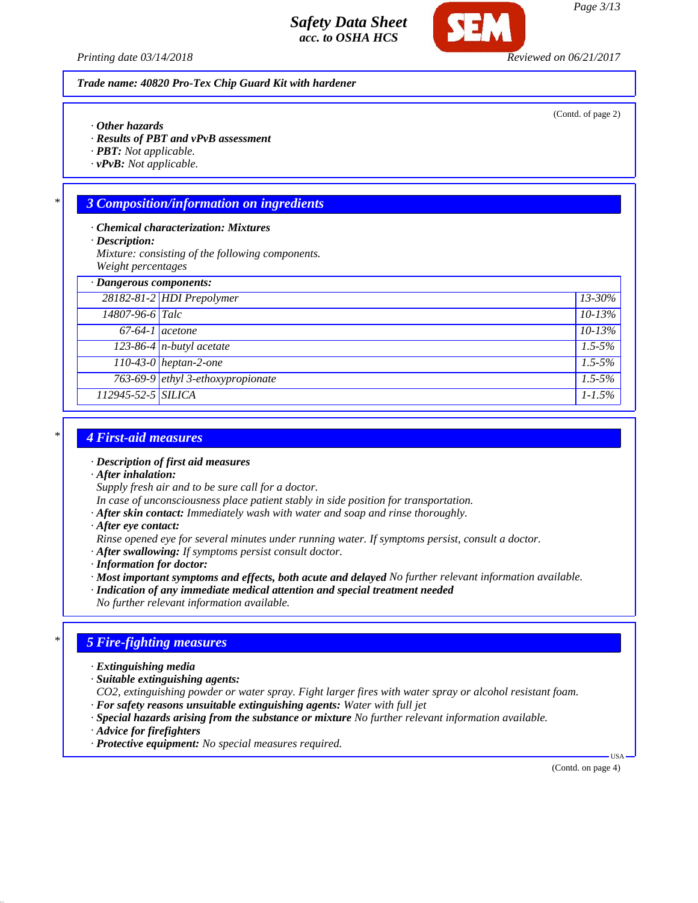**Trade name: 40820 Pro-Tex Chip Guard Kit with hardener**

(Contd. of page 2)

· **Other hazards**
· **Results of PBT and vPvB assessment**
· **PBT:** Not applicable.
· **vPvB:** Not applicable.

## 3 Composition/information on ingredients

· **Chemical characterization: Mixtures**
· **Description:**
Mixture: consisting of the following components.
Weight percentages

· **Dangerous components:**

| CAS | Component | % |
|---|---|---|
| 28182-81-2 | HDI Prepolymer | 13-30% |
| 14807-96-6 | Talc | 10-13% |
| 67-64-1 | acetone | 10-13% |
| 123-86-4 | n-butyl acetate | 1.5-5% |
| 110-43-0 | heptan-2-one | 1.5-5% |
| 763-69-9 | ethyl 3-ethoxypropionate | 1.5-5% |
| 112945-52-5 | SILICA | 1-1.5% |

## 4 First-aid measures

· **Description of first aid measures**
· **After inhalation:**
Supply fresh air and to be sure call for a doctor.
In case of unconsciousness place patient stably in side position for transportation.
· **After skin contact:** Immediately wash with water and soap and rinse thoroughly.
· **After eye contact:**
Rinse opened eye for several minutes under running water. If symptoms persist, consult a doctor.
· **After swallowing:** If symptoms persist consult doctor.
· **Information for doctor:**
· **Most important symptoms and effects, both acute and delayed** No further relevant information available.
· **Indication of any immediate medical attention and special treatment needed**
No further relevant information available.

## 5 Fire-fighting measures

· **Extinguishing media**
· **Suitable extinguishing agents:**
$CO_2$, extinguishing powder or water spray. Fight larger fires with water spray or alcohol resistant foam.
· **For safety reasons unsuitable extinguishing agents:** Water with full jet
· **Special hazards arising from the substance or mixture** No further relevant information available.
· **Advice for firefighters**
· **Protective equipment:** No special measures required.

(Contd. on page 4)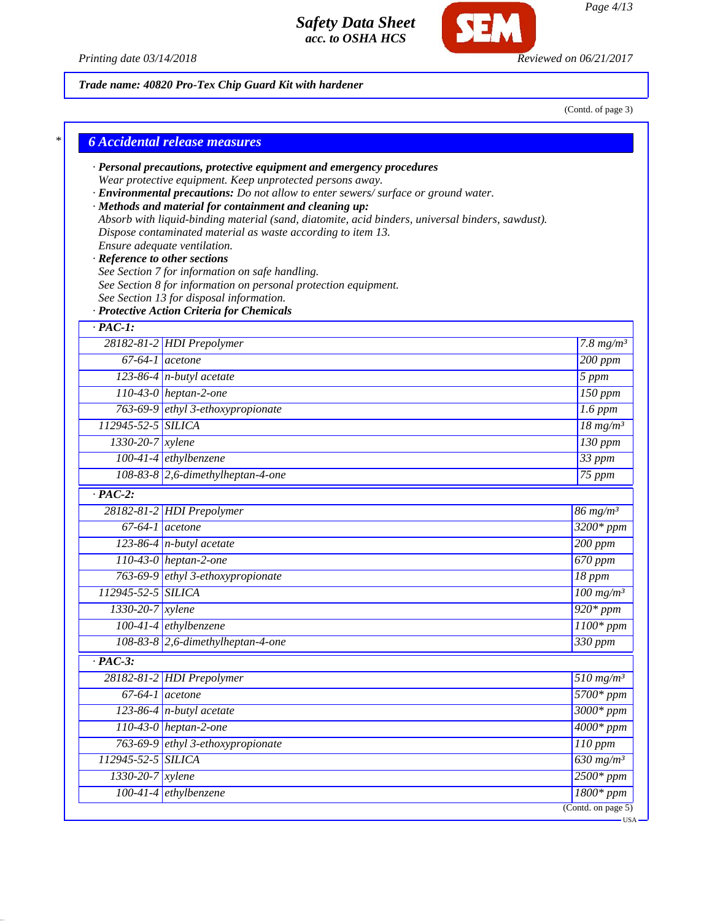Trade name: 40820 Pro-Tex Chip Guard Kit with hardener

(Contd. of page 3)

## 6 Accidental release measures

· **Personal precautions, protective equipment and emergency procedures**
Wear protective equipment. Keep unprotected persons away.

· **Environmental precautions:** Do not allow to enter sewers/ surface or ground water.

· **Methods and material for containment and cleaning up:**
Absorb with liquid-binding material (sand, diatomite, acid binders, universal binders, sawdust).
Dispose contaminated material as waste according to item 13.
Ensure adequate ventilation.

· **Reference to other sections**
See Section 7 for information on safe handling.
See Section 8 for information on personal protection equipment.
See Section 13 for disposal information.

· **Protective Action Criteria for Chemicals**

· **PAC-1:**

| | | |
|---|---|---|
| 28182-81-2 | HDI Prepolymer | 7.8 mg/m³ |
| 67-64-1 | acetone | 200 ppm |
| 123-86-4 | n-butyl acetate | 5 ppm |
| 110-43-0 | heptan-2-one | 150 ppm |
| 763-69-9 | ethyl 3-ethoxypropionate | 1.6 ppm |
| 112945-52-5 | SILICA | 18 mg/m³ |
| 1330-20-7 | xylene | 130 ppm |
| 100-41-4 | ethylbenzene | 33 ppm |
| 108-83-8 | 2,6-dimethylheptan-4-one | 75 ppm |

· **PAC-2:**

| | | |
|---|---|---|
| 28182-81-2 | HDI Prepolymer | 86 mg/m³ |
| 67-64-1 | acetone | 3200* ppm |
| 123-86-4 | n-butyl acetate | 200 ppm |
| 110-43-0 | heptan-2-one | 670 ppm |
| 763-69-9 | ethyl 3-ethoxypropionate | 18 ppm |
| 112945-52-5 | SILICA | 100 mg/m³ |
| 1330-20-7 | xylene | 920* ppm |
| 100-41-4 | ethylbenzene | 1100* ppm |
| 108-83-8 | 2,6-dimethylheptan-4-one | 330 ppm |

· **PAC-3:**

| | | |
|---|---|---|
| 28182-81-2 | HDI Prepolymer | 510 mg/m³ |
| 67-64-1 | acetone | 5700* ppm |
| 123-86-4 | n-butyl acetate | 3000* ppm |
| 110-43-0 | heptan-2-one | 4000* ppm |
| 763-69-9 | ethyl 3-ethoxypropionate | 110 ppm |
| 112945-52-5 | SILICA | 630 mg/m³ |
| 1330-20-7 | xylene | 2500* ppm |
| 100-41-4 | ethylbenzene | 1800* ppm |

(Contd. on page 5)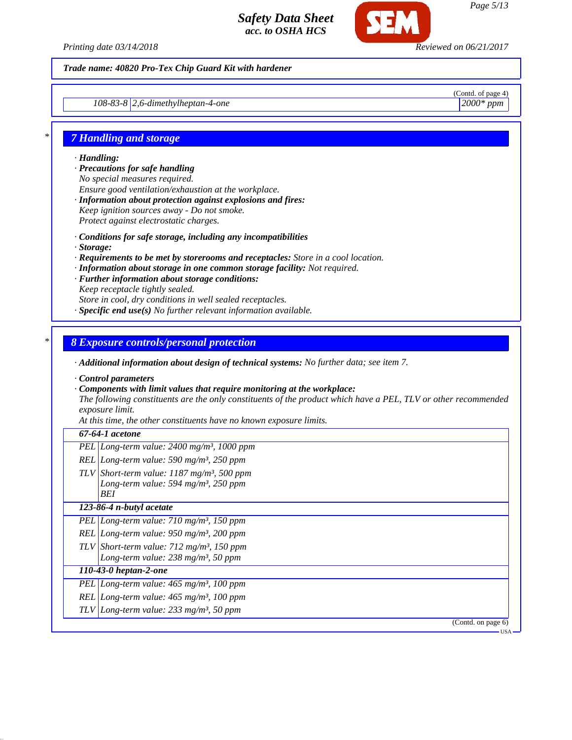**Trade name: 40820 Pro-Tex Chip Guard Kit with hardener**

(Contd. of page 4)

| | | |
|---|---|---|
| 108-83-8 | 2,6-dimethylheptan-4-one | 2000* ppm |

## 7 Handling and storage

· **Handling:**
· **Precautions for safe handling**
No special measures required.
Ensure good ventilation/exhaustion at the workplace.
· **Information about protection against explosions and fires:**
Keep ignition sources away - Do not smoke.
Protect against electrostatic charges.

· **Conditions for safe storage, including any incompatibilities**
· **Storage:**
· **Requirements to be met by storerooms and receptacles:** Store in a cool location.
· **Information about storage in one common storage facility:** Not required.
· **Further information about storage conditions:**
Keep receptacle tightly sealed.
Store in cool, dry conditions in well sealed receptacles.
· **Specific end use(s)** No further relevant information available.

## 8 Exposure controls/personal protection

· **Additional information about design of technical systems:** No further data; see item 7.

· **Control parameters**
· **Components with limit values that require monitoring at the workplace:**
The following constituents are the only constituents of the product which have a PEL, TLV or other recommended exposure limit.
At this time, the other constituents have no known exposure limits.

| | |
|---|---|
| **67-64-1 acetone** | |
| PEL | Long-term value: 2400 mg/m³, 1000 ppm |
| REL | Long-term value: 590 mg/m³, 250 ppm |
| TLV | Short-term value: 1187 mg/m³, 500 ppm<br>Long-term value: 594 mg/m³, 250 ppm<br>BEI |
| **123-86-4 n-butyl acetate** | |
| PEL | Long-term value: 710 mg/m³, 150 ppm |
| REL | Long-term value: 950 mg/m³, 200 ppm |
| TLV | Short-term value: 712 mg/m³, 150 ppm<br>Long-term value: 238 mg/m³, 50 ppm |
| **110-43-0 heptan-2-one** | |
| PEL | Long-term value: 465 mg/m³, 100 ppm |
| REL | Long-term value: 465 mg/m³, 100 ppm |
| TLV | Long-term value: 233 mg/m³, 50 ppm |

(Contd. on page 6)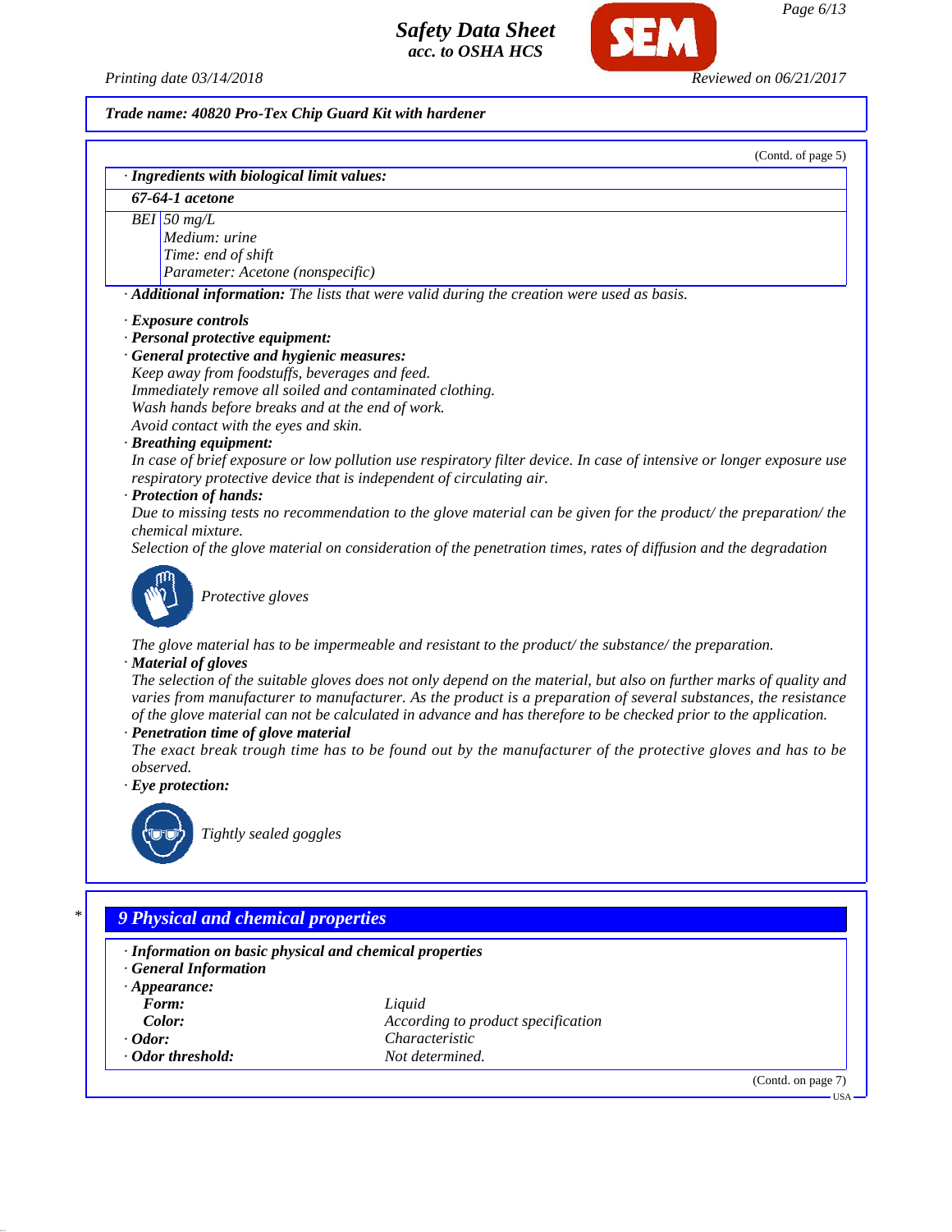**Trade name: 40820 Pro-Tex Chip Guard Kit with hardener**

(Contd. of page 5)

· **Ingredients with biological limit values:**

| **67-64-1 acetone** | |
|---|---|
| BEI | 50 mg/L<br>Medium: urine<br>Time: end of shift<br>Parameter: Acetone (nonspecific) |

· **Additional information:** The lists that were valid during the creation were used as basis.

· **Exposure controls**
· **Personal protective equipment:**
· **General protective and hygienic measures:**
Keep away from foodstuffs, beverages and feed.
Immediately remove all soiled and contaminated clothing.
Wash hands before breaks and at the end of work.
Avoid contact with the eyes and skin.
· **Breathing equipment:**
In case of brief exposure or low pollution use respiratory filter device. In case of intensive or longer exposure use respiratory protective device that is independent of circulating air.
· **Protection of hands:**
Due to missing tests no recommendation to the glove material can be given for the product/ the preparation/ the chemical mixture.
Selection of the glove material on consideration of the penetration times, rates of diffusion and the degradation

Protective gloves

The glove material has to be impermeable and resistant to the product/ the substance/ the preparation.
· **Material of gloves**
The selection of the suitable gloves does not only depend on the material, but also on further marks of quality and varies from manufacturer to manufacturer. As the product is a preparation of several substances, the resistance of the glove material can not be calculated in advance and has therefore to be checked prior to the application.
· **Penetration time of glove material**
The exact break trough time has to be found out by the manufacturer of the protective gloves and has to be observed.
· **Eye protection:**

Tightly sealed goggles

## 9 Physical and chemical properties

· **Information on basic physical and chemical properties**
· **General Information**
· **Appearance:**

| | |
|---|---|
| **Form:** | Liquid |
| **Color:** | According to product specification |
| · **Odor:** | Characteristic |
| · **Odor threshold:** | Not determined. |

(Contd. on page 7)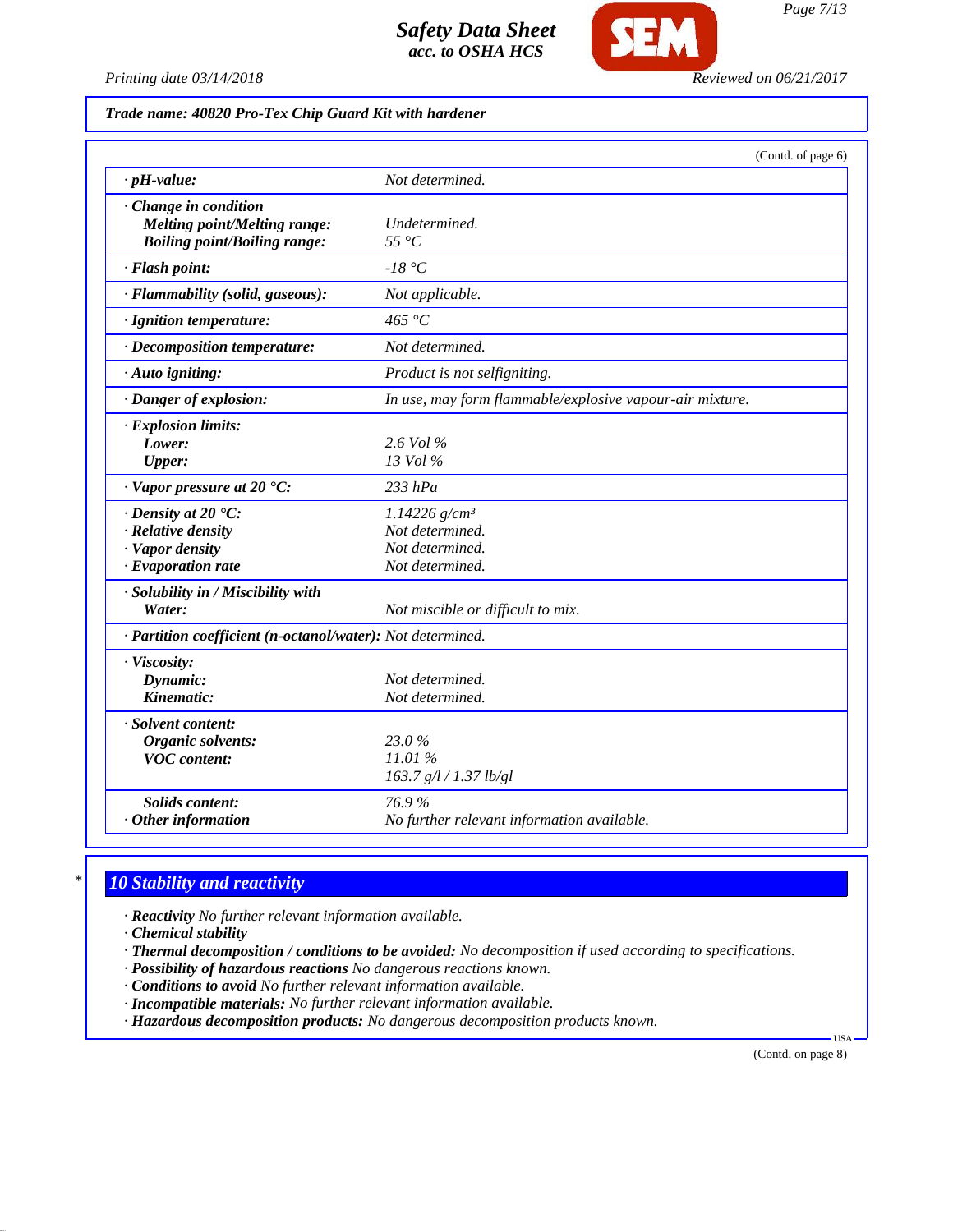**Trade name: 40820 Pro-Tex Chip Guard Kit with hardener**

(Contd. of page 6)

| | |
|---|---|
| · **pH-value:** | Not determined. |
| · **Change in condition** | |
| **Melting point/Melting range:** | Undetermined. |
| **Boiling point/Boiling range:** | 55 °C |
| · **Flash point:** | -18 °C |
| · **Flammability (solid, gaseous):** | Not applicable. |
| · **Ignition temperature:** | 465 °C |
| · **Decomposition temperature:** | Not determined. |
| · **Auto igniting:** | Product is not selfigniting. |
| · **Danger of explosion:** | In use, may form flammable/explosive vapour-air mixture. |
| · **Explosion limits:** | |
| **Lower:** | 2.6 Vol % |
| **Upper:** | 13 Vol % |
| · **Vapor pressure at 20 °C:** | 233 hPa |
| · **Density at 20 °C:** | 1.14226 g/cm³ |
| · **Relative density** | Not determined. |
| · **Vapor density** | Not determined. |
| · **Evaporation rate** | Not determined. |
| · **Solubility in / Miscibility with** | |
| **Water:** | Not miscible or difficult to mix. |
| · **Partition coefficient (n-octanol/water):** | Not determined. |
| · **Viscosity:** | |
| **Dynamic:** | Not determined. |
| **Kinematic:** | Not determined. |
| · **Solvent content:** | |
| **Organic solvents:** | 23.0 % |
| **VOC content:** | 11.01 % |
| | 163.7 g/l / 1.37 lb/gl |
| **Solids content:** | 76.9 % |
| · **Other information** | No further relevant information available. |

## 10 Stability and reactivity

· **Reactivity** No further relevant information available.
· **Chemical stability**
· **Thermal decomposition / conditions to be avoided:** No decomposition if used according to specifications.
· **Possibility of hazardous reactions** No dangerous reactions known.
· **Conditions to avoid** No further relevant information available.
· **Incompatible materials:** No further relevant information available.
· **Hazardous decomposition products:** No dangerous decomposition products known.

(Contd. on page 8)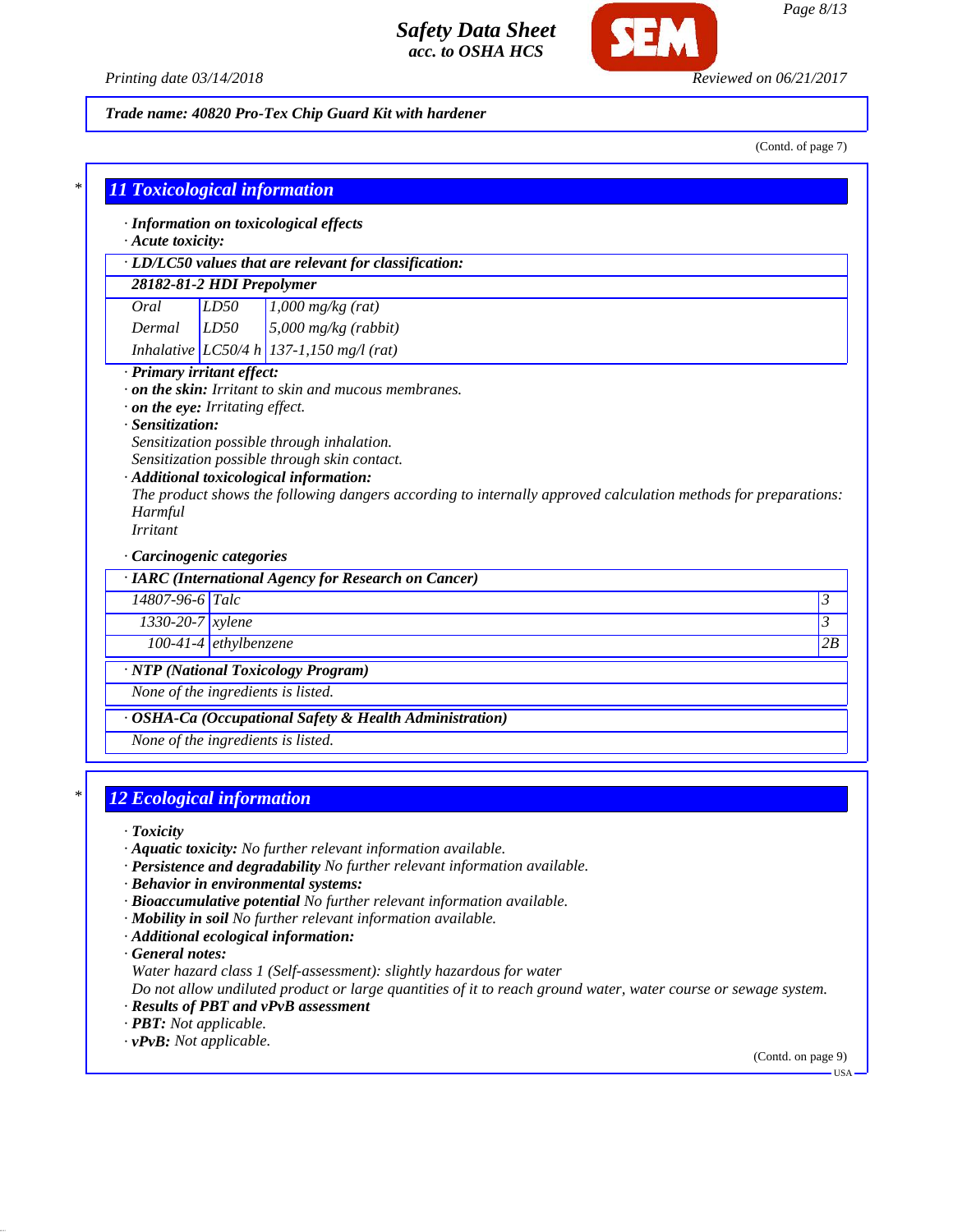Trade name: 40820 Pro-Tex Chip Guard Kit with hardener

(Contd. of page 7)

## 11 Toxicological information

· **Information on toxicological effects**
· **Acute toxicity:**

| · LD/LC50 values that are relevant for classification: | | |
|---|---|---|
| **28182-81-2 HDI Prepolymer** | | |
| Oral | LD50 | 1,000 mg/kg (rat) |
| Dermal | LD50 | 5,000 mg/kg (rabbit) |
| Inhalative | LC50/4 h | 137-1,150 mg/l (rat) |

· **Primary irritant effect:**
· **on the skin:** Irritant to skin and mucous membranes.
· **on the eye:** Irritating effect.
· **Sensitization:**
Sensitization possible through inhalation.
Sensitization possible through skin contact.
· **Additional toxicological information:**
The product shows the following dangers according to internally approved calculation methods for preparations:
Harmful
Irritant

· **Carcinogenic categories**

| · IARC (International Agency for Research on Cancer) | | |
|---|---|---|
| 14807-96-6 | Talc | 3 |
| 1330-20-7 | xylene | 3 |
| 100-41-4 | ethylbenzene | 2B |

**· NTP (National Toxicology Program)**

None of the ingredients is listed.

**· OSHA-Ca (Occupational Safety & Health Administration)**

None of the ingredients is listed.

## 12 Ecological information

· **Toxicity**
· **Aquatic toxicity:** No further relevant information available.
· **Persistence and degradability** No further relevant information available.
· **Behavior in environmental systems:**
· **Bioaccumulative potential** No further relevant information available.
· **Mobility in soil** No further relevant information available.
· **Additional ecological information:**
· **General notes:**
Water hazard class 1 (Self-assessment): slightly hazardous for water
Do not allow undiluted product or large quantities of it to reach ground water, water course or sewage system.
· **Results of PBT and vPvB assessment**
· **PBT:** Not applicable.
· **vPvB:** Not applicable.

(Contd. on page 9)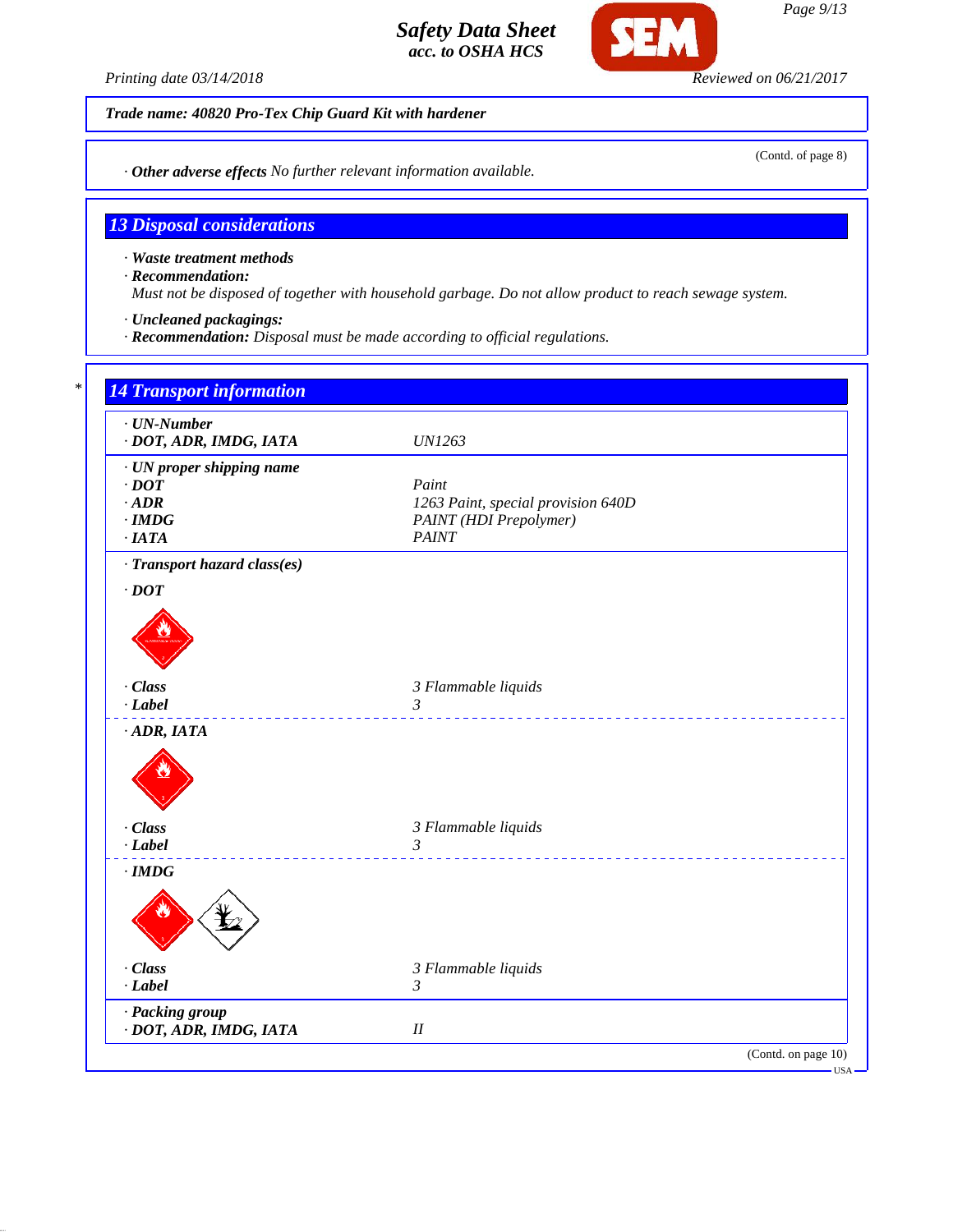Trade name: 40820 Pro-Tex Chip Guard Kit with hardener

(Contd. of page 8)

· **Other adverse effects** No further relevant information available.

## 13 Disposal considerations

· **Waste treatment methods**
· **Recommendation:**
Must not be disposed of together with household garbage. Do not allow product to reach sewage system.

· **Uncleaned packagings:**
· **Recommendation:** Disposal must be made according to official regulations.

## 14 Transport information

| | |
|---|---|
| · **UN-Number** | |
| · **DOT, ADR, IMDG, IATA** | UN1263 |
| · **UN proper shipping name** | |
| · **DOT** | Paint |
| · **ADR** | 1263 Paint, special provision 640D |
| · **IMDG** | PAINT (HDI Prepolymer) |
| · **IATA** | PAINT |
| · **Transport hazard class(es)** | |
| · **DOT** | |
| · **Class** | 3 Flammable liquids |
| · **Label** | 3 |
| · **ADR, IATA** | |
| · **Class** | 3 Flammable liquids |
| · **Label** | 3 |
| · **IMDG** | |
| · **Class** | 3 Flammable liquids |
| · **Label** | 3 |
| · **Packing group** | |
| · **DOT, ADR, IMDG, IATA** | II |

(Contd. on page 10)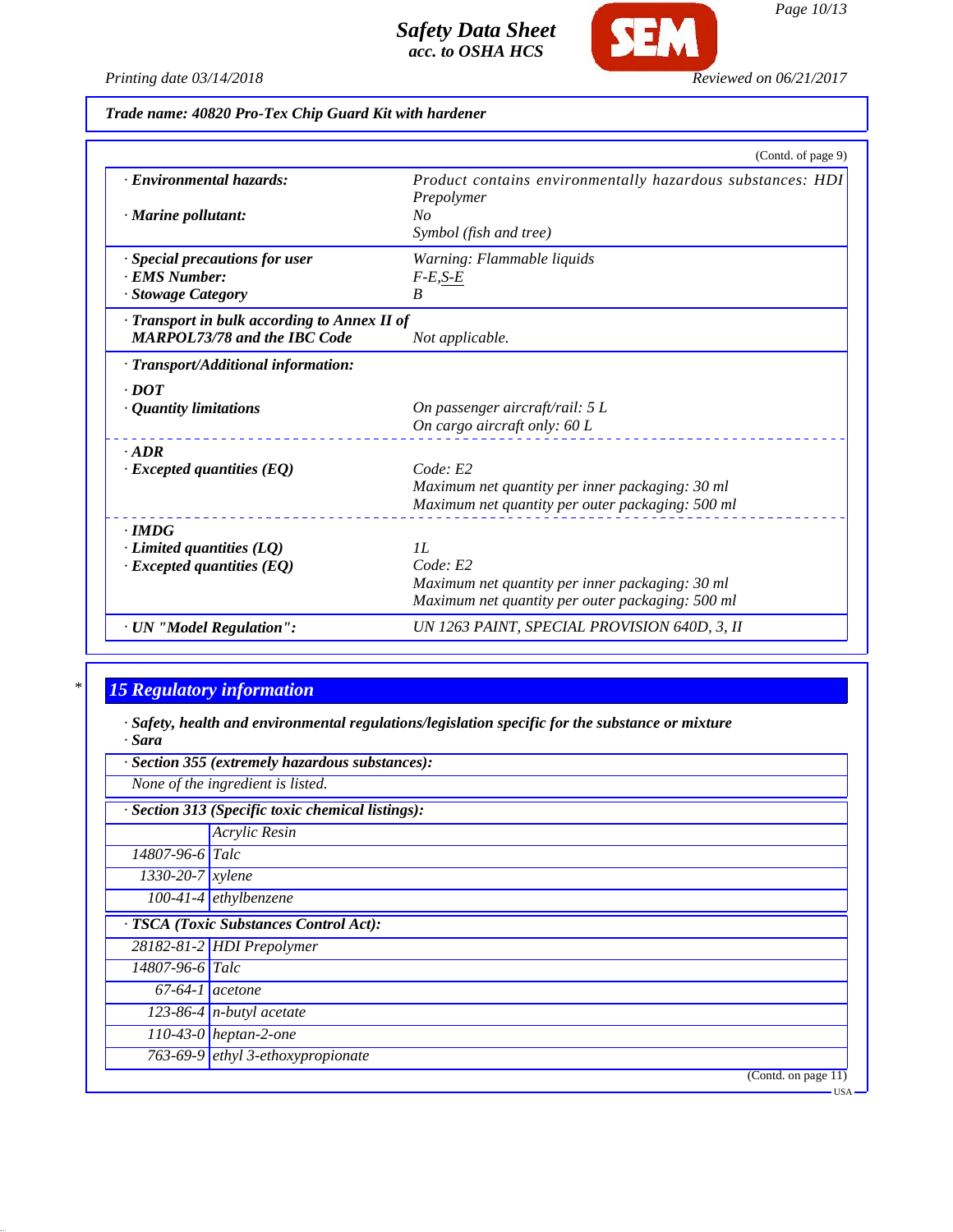**Trade name: 40820 Pro-Tex Chip Guard Kit with hardener**

(Contd. of page 9)

| | |
|---|---|
| · **Environmental hazards:** | Product contains environmentally hazardous substances: HDI Prepolymer |
| · **Marine pollutant:** | No<br>Symbol (fish and tree) |
| · **Special precautions for user** | Warning: Flammable liquids |
| · **EMS Number:** | F-E,S-E |
| · **Stowage Category** | B |
| · **Transport in bulk according to Annex II of MARPOL73/78 and the IBC Code** | Not applicable. |
| · **Transport/Additional information:** | |
| · **DOT** | |
| · **Quantity limitations** | On passenger aircraft/rail: 5 L<br>On cargo aircraft only: 60 L |
| · **ADR** | |
| · **Excepted quantities (EQ)** | Code: E2<br>Maximum net quantity per inner packaging: 30 ml<br>Maximum net quantity per outer packaging: 500 ml |
| · **IMDG** | |
| · **Limited quantities (LQ)** | 1L |
| · **Excepted quantities (EQ)** | Code: E2<br>Maximum net quantity per inner packaging: 30 ml<br>Maximum net quantity per outer packaging: 500 ml |
| · **UN "Model Regulation":** | UN 1263 PAINT, SPECIAL PROVISION 640D, 3, II |

## 15 Regulatory information

· **Safety, health and environmental regulations/legislation specific for the substance or mixture**
· **Sara**

| · **Section 355 (extremely hazardous substances):** | |
|---|---|
| None of the ingredient is listed. | |
| · **Section 313 (Specific toxic chemical listings):** | |
| | Acrylic Resin |
| 14807-96-6 | Talc |
| 1330-20-7 | xylene |
| 100-41-4 | ethylbenzene |
| · **TSCA (Toxic Substances Control Act):** | |
| 28182-81-2 | HDI Prepolymer |
| 14807-96-6 | Talc |
| 67-64-1 | acetone |
| 123-86-4 | n-butyl acetate |
| 110-43-0 | heptan-2-one |
| 763-69-9 | ethyl 3-ethoxypropionate |

(Contd. on page 11)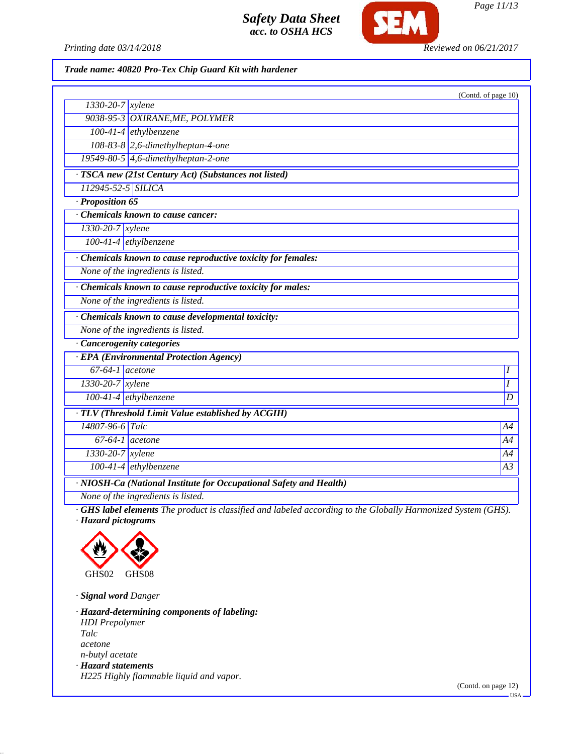**Trade name: 40820 Pro-Tex Chip Guard Kit with hardener**

(Contd. of page 10)

| | |
|---|---|
| 1330-20-7 | xylene |
| 9038-95-3 | OXIRANE,ME, POLYMER |
| 100-41-4 | ethylbenzene |
| 108-83-8 | 2,6-dimethylheptan-4-one |
| 19549-80-5 | 4,6-dimethylheptan-2-one |

· **TSCA new (21st Century Act) (Substances not listed)**

| | |
|---|---|
| 112945-52-5 | SILICA |

· **Proposition 65**

· **Chemicals known to cause cancer:**

| | |
|---|---|
| 1330-20-7 | xylene |
| 100-41-4 | ethylbenzene |

· **Chemicals known to cause reproductive toxicity for females:**

None of the ingredients is listed.

· **Chemicals known to cause reproductive toxicity for males:**

None of the ingredients is listed.

· **Chemicals known to cause developmental toxicity:**

None of the ingredients is listed.

· **Cancerogenity categories**

· **EPA (Environmental Protection Agency)**

| | | |
|---|---|---|
| 67-64-1 | acetone | I |
| 1330-20-7 | xylene | I |
| 100-41-4 | ethylbenzene | D |

· **TLV (Threshold Limit Value established by ACGIH)**

| | | |
|---|---|---|
| 14807-96-6 | Talc | A4 |
| 67-64-1 | acetone | A4 |
| 1330-20-7 | xylene | A4 |
| 100-41-4 | ethylbenzene | A3 |

· **NIOSH-Ca (National Institute for Occupational Safety and Health)**

None of the ingredients is listed.

· **GHS label elements** The product is classified and labeled according to the Globally Harmonized System (GHS).

· **Hazard pictograms**

GHS02 GHS08

· **Signal word** Danger

· **Hazard-determining components of labeling:**

HDI Prepolymer
Talc
acetone
n-butyl acetate

· **Hazard statements**

H225 Highly flammable liquid and vapor.

(Contd. on page 12)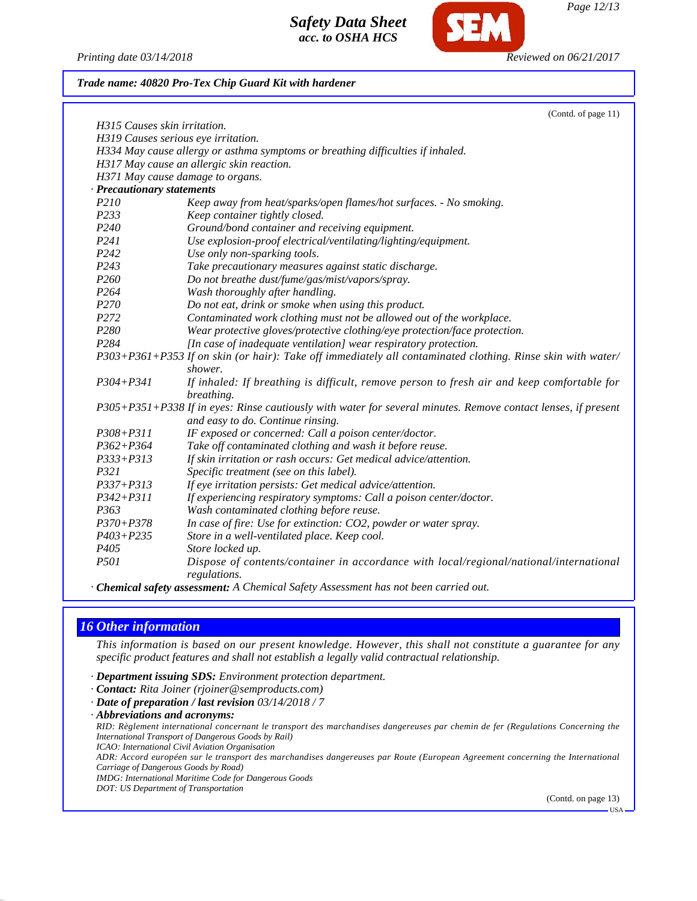Trade name: 40820 Pro-Tex Chip Guard Kit with hardener

(Contd. of page 11)

H315 Causes skin irritation.
H319 Causes serious eye irritation.
H334 May cause allergy or asthma symptoms or breathing difficulties if inhaled.
H317 May cause an allergic skin reaction.
H371 May cause damage to organs.

· **Precautionary statements**

| | |
|---|---|
| P210 | Keep away from heat/sparks/open flames/hot surfaces. - No smoking. |
| P233 | Keep container tightly closed. |
| P240 | Ground/bond container and receiving equipment. |
| P241 | Use explosion-proof electrical/ventilating/lighting/equipment. |
| P242 | Use only non-sparking tools. |
| P243 | Take precautionary measures against static discharge. |
| P260 | Do not breathe dust/fume/gas/mist/vapors/spray. |
| P264 | Wash thoroughly after handling. |
| P270 | Do not eat, drink or smoke when using this product. |
| P272 | Contaminated work clothing must not be allowed out of the workplace. |
| P280 | Wear protective gloves/protective clothing/eye protection/face protection. |
| P284 | [In case of inadequate ventilation] wear respiratory protection. |
| P303+P361+P353 | If on skin (or hair): Take off immediately all contaminated clothing. Rinse skin with water/shower. |
| P304+P341 | If inhaled: If breathing is difficult, remove person to fresh air and keep comfortable for breathing. |
| P305+P351+P338 | If in eyes: Rinse cautiously with water for several minutes. Remove contact lenses, if present and easy to do. Continue rinsing. |
| P308+P311 | IF exposed or concerned: Call a poison center/doctor. |
| P362+P364 | Take off contaminated clothing and wash it before reuse. |
| P333+P313 | If skin irritation or rash occurs: Get medical advice/attention. |
| P321 | Specific treatment (see on this label). |
| P337+P313 | If eye irritation persists: Get medical advice/attention. |
| P342+P311 | If experiencing respiratory symptoms: Call a poison center/doctor. |
| P363 | Wash contaminated clothing before reuse. |
| P370+P378 | In case of fire: Use for extinction: $CO_2$, powder or water spray. |
| P403+P235 | Store in a well-ventilated place. Keep cool. |
| P405 | Store locked up. |
| P501 | Dispose of contents/container in accordance with local/regional/national/international regulations. |

· **Chemical safety assessment:** A Chemical Safety Assessment has not been carried out.

## 16 Other information

This information is based on our present knowledge. However, this shall not constitute a guarantee for any specific product features and shall not establish a legally valid contractual relationship.

· **Department issuing SDS:** Environment protection department.
· **Contact:** Rita Joiner (rjoiner@semproducts.com)
· **Date of preparation / last revision** 03/14/2018 / 7
· **Abbreviations and acronyms:**
RID: Règlement international concernant le transport des marchandises dangereuses par chemin de fer (Regulations Concerning the International Transport of Dangerous Goods by Rail)
ICAO: International Civil Aviation Organisation
ADR: Accord européen sur le transport des marchandises dangereuses par Route (European Agreement concerning the International Carriage of Dangerous Goods by Road)
IMDG: International Maritime Code for Dangerous Goods
DOT: US Department of Transportation

(Contd. on page 13)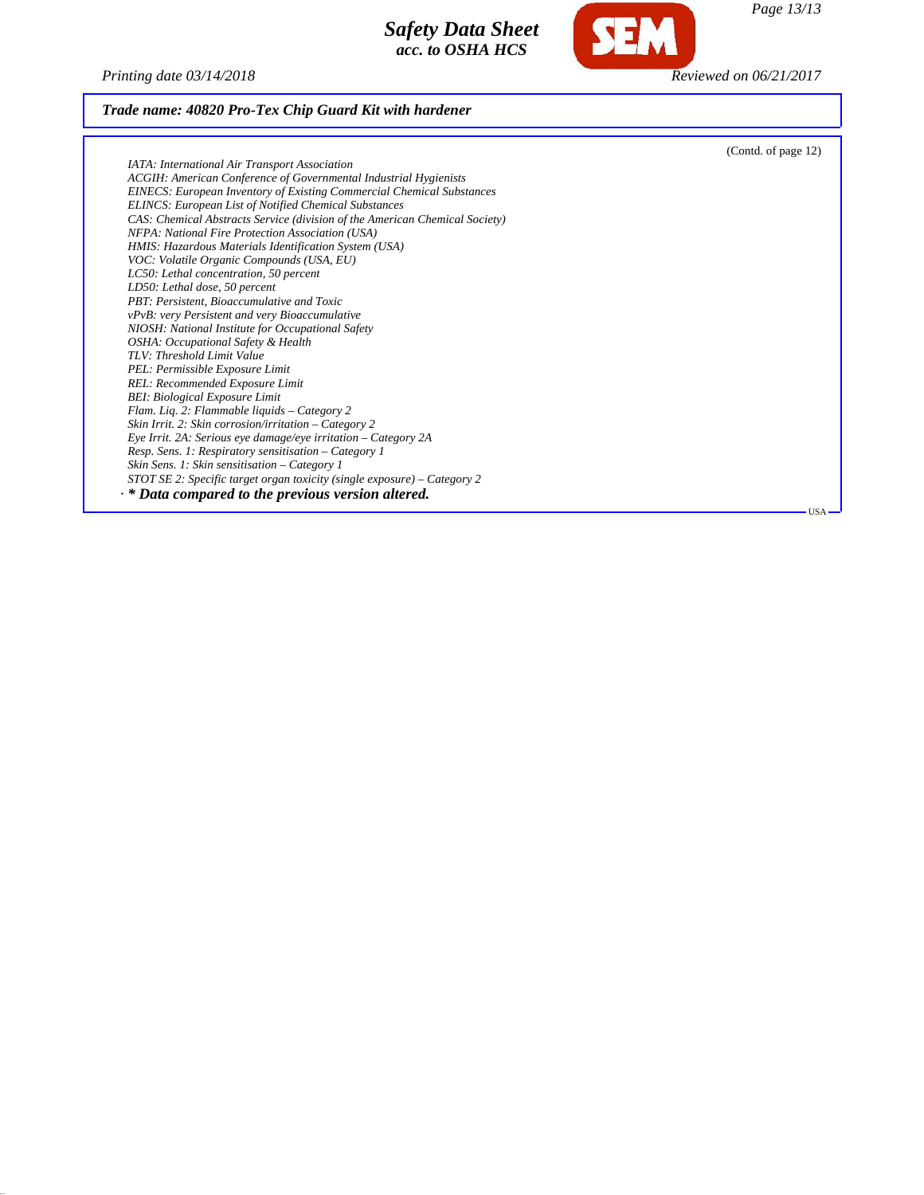**Trade name: 40820 Pro-Tex Chip Guard Kit with hardener**

(Contd. of page 12)

*IATA: International Air Transport Association*
*ACGIH: American Conference of Governmental Industrial Hygienists*
*EINECS: European Inventory of Existing Commercial Chemical Substances*
*ELINCS: European List of Notified Chemical Substances*
*CAS: Chemical Abstracts Service (division of the American Chemical Society)*
*NFPA: National Fire Protection Association (USA)*
*HMIS: Hazardous Materials Identification System (USA)*
*VOC: Volatile Organic Compounds (USA, EU)*
*LC50: Lethal concentration, 50 percent*
*LD50: Lethal dose, 50 percent*
*PBT: Persistent, Bioaccumulative and Toxic*
*vPvB: very Persistent and very Bioaccumulative*
*NIOSH: National Institute for Occupational Safety*
*OSHA: Occupational Safety & Health*
*TLV: Threshold Limit Value*
*PEL: Permissible Exposure Limit*
*REL: Recommended Exposure Limit*
*BEI: Biological Exposure Limit*
*Flam. Liq. 2: Flammable liquids – Category 2*
*Skin Irrit. 2: Skin corrosion/irritation – Category 2*
*Eye Irrit. 2A: Serious eye damage/eye irritation – Category 2A*
*Resp. Sens. 1: Respiratory sensitisation – Category 1*
*Skin Sens. 1: Skin sensitisation – Category 1*
*STOT SE 2: Specific target organ toxicity (single exposure) – Category 2*

· ***\* Data compared to the previous version altered.***

USA